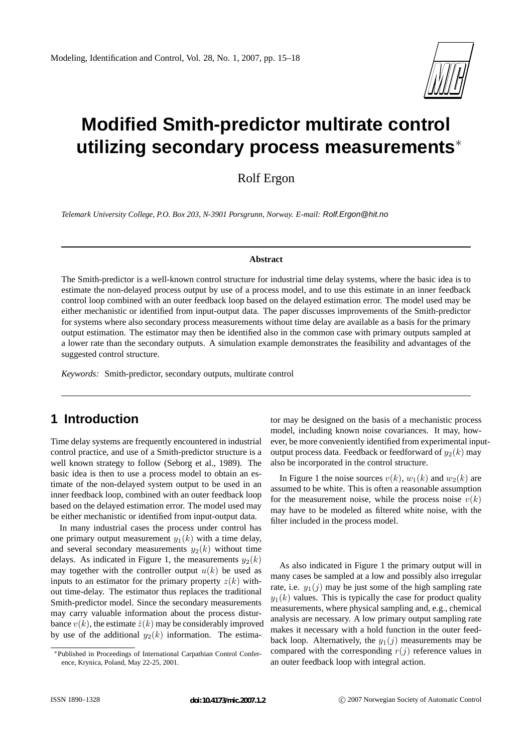# Modified Smith-predictor multirate control utilizing secondary process measurements*

Rolf Ergon

*Telemark University College, P.O. Box 203, N-3901 Porsgrunn, Norway. E-mail:* Rolf.Ergon@hit.no

**Abstract**

The Smith-predictor is a well-known control structure for industrial time delay systems, where the basic idea is to estimate the non-delayed process output by use of a process model, and to use this estimate in an inner feedback control loop combined with an outer feedback loop based on the delayed estimation error. The model used may be either mechanistic or identified from input-output data. The paper discusses improvements of the Smith-predictor for systems where also secondary process measurements without time delay are available as a basis for the primary output estimation. The estimator may then be identified also in the common case with primary outputs sampled at a lower rate than the secondary outputs. A simulation example demonstrates the feasibility and advantages of the suggested control structure.

*Keywords:* Smith-predictor, secondary outputs, multirate control

## 1 Introduction

Time delay systems are frequently encountered in industrial control practice, and use of a Smith-predictor structure is a well known strategy to follow (Seborg et al., 1989). The basic idea is then to use a process model to obtain an estimate of the non-delayed system output to be used in an inner feedback loop, combined with an outer feedback loop based on the delayed estimation error. The model used may be either mechanistic or identified from input-output data.

In many industrial cases the process under control has one primary output measurement $y_1(k)$ with a time delay, and several secondary measurements $y_2(k)$ without time delays. As indicated in Figure 1, the measurements $y_2(k)$ may together with the controller output $u(k)$ be used as inputs to an estimator for the primary property $z(k)$ without time-delay. The estimator thus replaces the traditional Smith-predictor model. Since the secondary measurements may carry valuable information about the process disturbance $v(k)$, the estimate $\hat{z}(k)$ may be considerably improved by use of the additional $y_2(k)$ information. The estimator may be designed on the basis of a mechanistic process model, including known noise covariances. It may, however, be more conveniently identified from experimental input-output process data. Feedback or feedforward of $y_2(k)$ may also be incorporated in the control structure.

In Figure 1 the noise sources $v(k)$, $w_1(k)$ and $w_2(k)$ are assumed to be white. This is often a reasonable assumption for the measurement noise, while the process noise $v(k)$ may have to be modeled as filtered white noise, with the filter included in the process model.

As also indicated in Figure 1 the primary output will in many cases be sampled at a low and possibly also irregular rate, i.e. $y_1(j)$ may be just some of the high sampling rate $y_1(k)$ values. This is typically the case for product quality measurements, where physical sampling and, e.g., chemical analysis are necessary. A low primary output sampling rate makes it necessary with a hold function in the outer feedback loop. Alternatively, the $y_1(j)$ measurements may be compared with the corresponding $r(j)$ reference values in an outer feedback loop with integral action.

*Published in Proceedings of International Carpathian Control Conference, Krynica, Poland, May 22-25, 2001.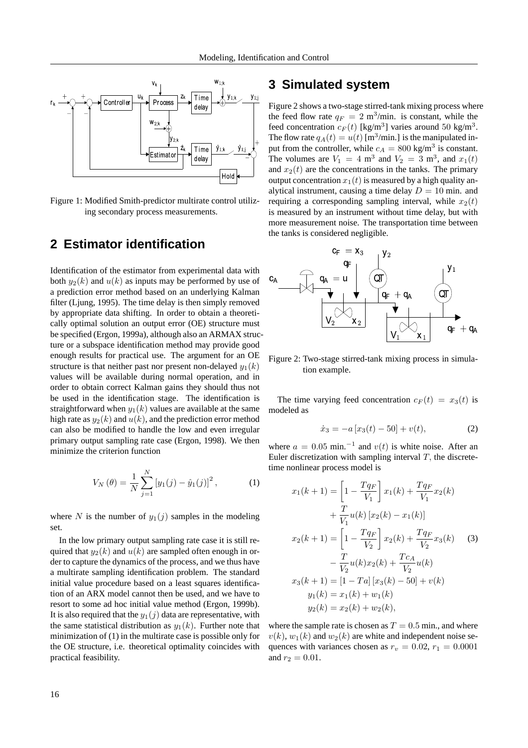Figure 1: Modified Smith-predictor multirate control utilizing secondary process measurements.

## 2 Estimator identification

Identification of the estimator from experimental data with both $y_2(k)$ and $u(k)$ as inputs may be performed by use of a prediction error method based on an underlying Kalman filter (Ljung, 1995). The time delay is then simply removed by appropriate data shifting. In order to obtain a theoretically optimal solution an output error (OE) structure must be specified (Ergon, 1999a), although also an ARMAX structure or a subspace identification method may provide good enough results for practical use. The argument for an OE structure is that neither past nor present non-delayed $y_1(k)$ values will be available during normal operation, and in order to obtain correct Kalman gains they should thus not be used in the identification stage. The identification is straightforward when $y_1(k)$ values are available at the same high rate as $y_2(k)$ and $u(k)$, and the prediction error method can also be modified to handle the low and even irregular primary output sampling rate case (Ergon, 1998). We then minimize the criterion function

$$V_N(\theta) = \frac{1}{N}\sum_{j=1}^{N}\left[y_1(j) - \hat{y}_1(j)\right]^2, \tag{1}$$

where $N$ is the number of $y_1(j)$ samples in the modeling set.

In the low primary output sampling rate case it is still required that $y_2(k)$ and $u(k)$ are sampled often enough in order to capture the dynamics of the process, and we thus have a multirate sampling identification problem. The standard initial value procedure based on a least squares identification of an ARX model cannot then be used, and we have to resort to some ad hoc initial value method (Ergon, 1999b). It is also required that the $y_1(j)$ data are representative, with the same statistical distribution as $y_1(k)$. Further note that minimization of (1) in the multirate case is possible only for the OE structure, i.e. theoretical optimality coincides with practical feasibility.

## 3 Simulated system

Figure 2 shows a two-stage stirred-tank mixing process where the feed flow rate $q_F = 2$ m$^3$/min. is constant, while the feed concentration $c_F(t)$ [kg/m$^3$] varies around $50$ kg/m$^3$. The flow rate $q_A(t) = u(t)$ [m$^3$/min.] is the manipulated input from the controller, while $c_A = 800$ kg/m$^3$ is constant. The volumes are $V_1 = 4$ m$^3$ and $V_2 = 3$ m$^3$, and $x_1(t)$ and $x_2(t)$ are the concentrations in the tanks. The primary output concentration $x_1(t)$ is measured by a high quality analytical instrument, causing a time delay $D = 10$ min. and requiring a corresponding sampling interval, while $x_2(t)$ is measured by an instrument without time delay, but with more measurement noise. The transportation time between the tanks is considered negligible.

Figure 2: Two-stage stirred-tank mixing process in simulation example.

The time varying feed concentration $c_F(t) = x_3(t)$ is modeled as

$$\dot{x}_3 = -a\left[x_3(t) - 50\right] + v(t), \tag{2}$$

where $a = 0.05$ min.$^{-1}$ and $v(t)$ is white noise. After an Euler discretization with sampling interval $T$, the discrete-time nonlinear process model is

$$\begin{aligned}
x_1(k+1) &= \left[1 - \frac{Tq_F}{V_1}\right]x_1(k) + \frac{Tq_F}{V_1}x_2(k) \\
&\quad + \frac{T}{V_1}u(k)\left[x_2(k) - x_1(k)\right] \\
x_2(k+1) &= \left[1 - \frac{Tq_F}{V_2}\right]x_2(k) + \frac{Tq_F}{V_2}x_3(k) \\
&\quad - \frac{T}{V_2}u(k)x_2(k) + \frac{Tc_A}{V_2}u(k) \\
x_3(k+1) &= \left[1 - Ta\right]\left[x_3(k) - 50\right] + v(k) \\
y_1(k) &= x_1(k) + w_1(k) \\
y_2(k) &= x_2(k) + w_2(k),
\end{aligned} \tag{3}$$

where the sample rate is chosen as $T = 0.5$ min., and where $v(k)$, $w_1(k)$ and $w_2(k)$ are white and independent noise sequences with variances chosen as $r_v = 0.02$, $r_1 = 0.0001$ and $r_2 = 0.01$.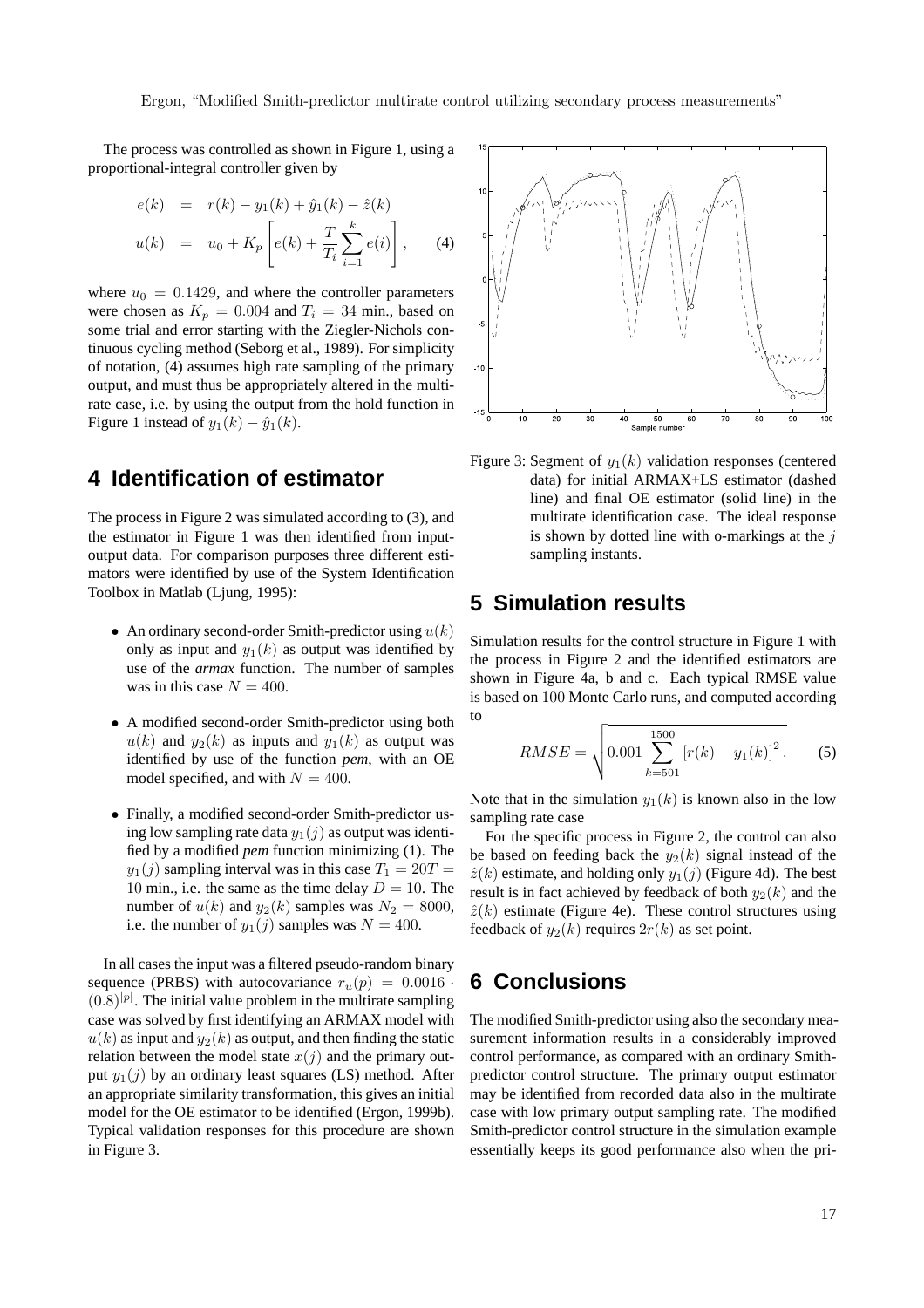The process was controlled as shown in Figure 1, using a proportional-integral controller given by

$$
\begin{aligned}
e(k) &= r(k) - y_1(k) + \hat{y}_1(k) - \hat{z}(k) \\
u(k) &= u_0 + K_p \left[ e(k) + \frac{T}{T_i} \sum_{i=1}^{k} e(i) \right], \qquad (4)
\end{aligned}
$$

where $u_0 = 0.1429$, and where the controller parameters were chosen as $K_p = 0.004$ and $T_i = 34$ min., based on some trial and error starting with the Ziegler-Nichols continuous cycling method (Seborg et al., 1989). For simplicity of notation, (4) assumes high rate sampling of the primary output, and must thus be appropriately altered in the multirate case, i.e. by using the output from the hold function in Figure 1 instead of $y_1(k) - \hat{y}_1(k)$.

## 4 Identification of estimator

The process in Figure 2 was simulated according to (3), and the estimator in Figure 1 was then identified from input-output data. For comparison purposes three different estimators were identified by use of the System Identification Toolbox in Matlab (Ljung, 1995):

- An ordinary second-order Smith-predictor using $u(k)$ only as input and $y_1(k)$ as output was identified by use of the ***armax*** function. The number of samples was in this case $N = 400$.
- A modified second-order Smith-predictor using both $u(k)$ and $y_2(k)$ as inputs and $y_1(k)$ as output was identified by use of the function ***pem***, with an OE model specified, and with $N = 400$.
- Finally, a modified second-order Smith-predictor using low sampling rate data $y_1(j)$ as output was identified by a modified ***pem*** function minimizing (1). The $y_1(j)$ sampling interval was in this case $T_1 = 20T = 10$ min., i.e. the same as the time delay $D = 10$. The number of $u(k)$ and $y_2(k)$ samples was $N_2 = 8000$, i.e. the number of $y_1(j)$ samples was $N = 400$.

In all cases the input was a filtered pseudo-random binary sequence (PRBS) with autocovariance $r_u(p) = 0.0016 \cdot (0.8)^{|p|}$. The initial value problem in the multirate sampling case was solved by first identifying an ARMAX model with $u(k)$ as input and $y_2(k)$ as output, and then finding the static relation between the model state $x(j)$ and the primary output $y_1(j)$ by an ordinary least squares (LS) method. After an appropriate similarity transformation, this gives an initial model for the OE estimator to be identified (Ergon, 1999b). Typical validation responses for this procedure are shown in Figure 3.

Figure 3: Segment of $y_1(k)$ validation responses (centered data) for initial ARMAX+LS estimator (dashed line) and final OE estimator (solid line) in the multirate identification case. The ideal response is shown by dotted line with o-markings at the $j$ sampling instants.

## 5 Simulation results

Simulation results for the control structure in Figure 1 with the process in Figure 2 and the identified estimators are shown in Figure 4a, b and c. Each typical RMSE value is based on 100 Monte Carlo runs, and computed according to

$$
RMSE = \sqrt{0.001 \sum_{k=501}^{1500} \left[ r(k) - y_1(k) \right]^2}. \qquad (5)
$$

Note that in the simulation $y_1(k)$ is known also in the low sampling rate case

For the specific process in Figure 2, the control can also be based on feeding back the $y_2(k)$ signal instead of the $\hat{z}(k)$ estimate, and holding only $y_1(j)$ (Figure 4d). The best result is in fact achieved by feedback of both $y_2(k)$ and the $\hat{z}(k)$ estimate (Figure 4e). These control structures using feedback of $y_2(k)$ requires $2r(k)$ as set point.

## 6 Conclusions

The modified Smith-predictor using also the secondary measurement information results in a considerably improved control performance, as compared with an ordinary Smith-predictor control structure. The primary output estimator may be identified from recorded data also in the multirate case with low primary output sampling rate. The modified Smith-predictor control structure in the simulation example essentially keeps its good performance also when the pri-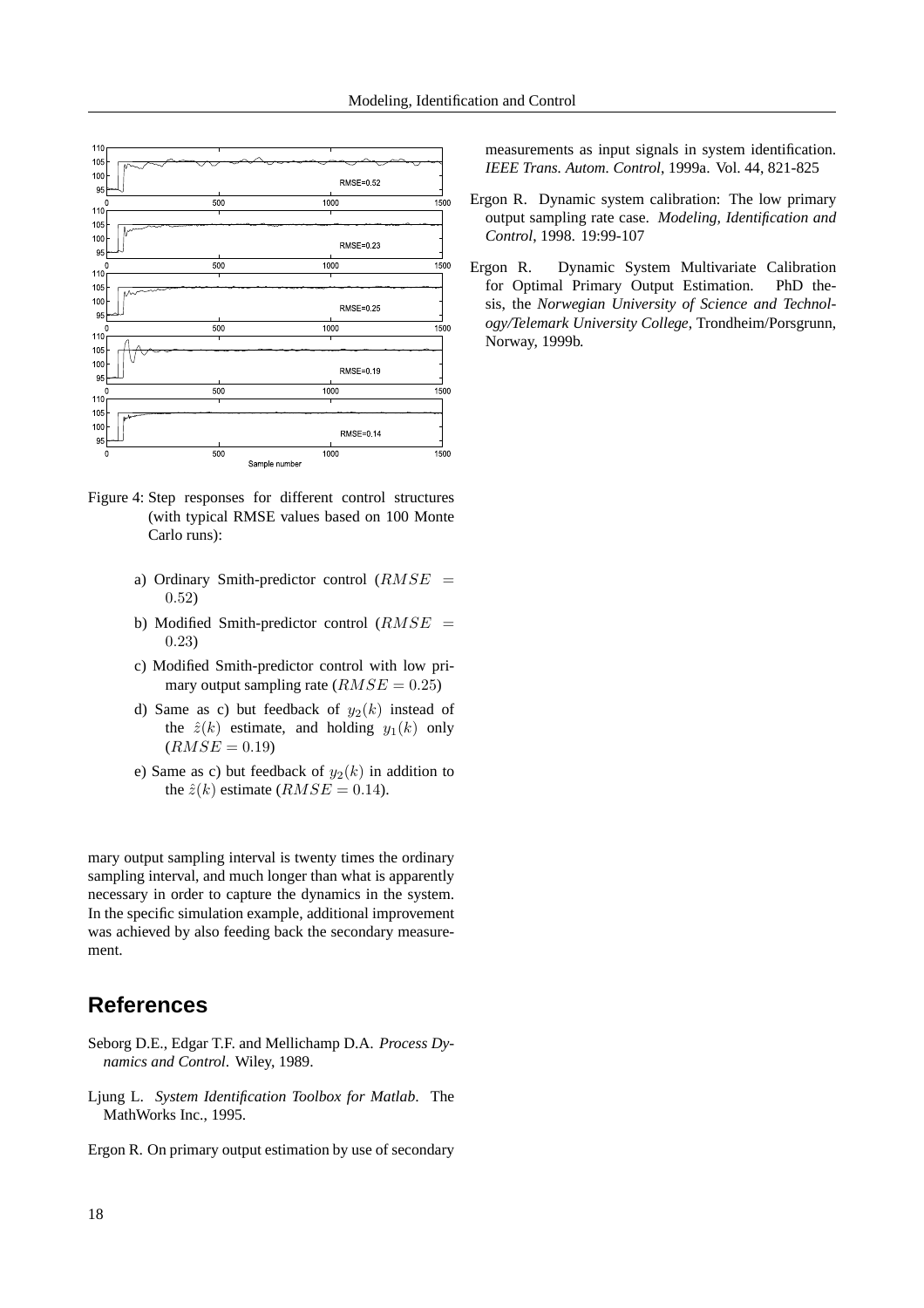110
105
100
95
RMSE=0.52
0 500 1000 1500

110
105
100
95
RMSE=0.23
0 500 1000 1500

110
105
100
95
RMSE=0.25
0 500 1000 1500

110
105
100
95
RMSE=0.19
0 500 1000 1500

110
105
100
95
RMSE=0.14
0 500 1000 1500
Sample number

Figure 4: Step responses for different control structures (with typical RMSE values based on 100 Monte Carlo runs):

a) Ordinary Smith-predictor control ($RMSE = 0.52$)

b) Modified Smith-predictor control ($RMSE = 0.23$)

c) Modified Smith-predictor control with low primary output sampling rate ($RMSE = 0.25$)

d) Same as c) but feedback of $y_2(k)$ instead of the $\hat{z}(k)$ estimate, and holding $y_1(k)$ only ($RMSE = 0.19$)

e) Same as c) but feedback of $y_2(k)$ in addition to the $\hat{z}(k)$ estimate ($RMSE = 0.14$).

mary output sampling interval is twenty times the ordinary sampling interval, and much longer than what is apparently necessary in order to capture the dynamics in the system. In the specific simulation example, additional improvement was achieved by also feeding back the secondary measurement.

## References

Seborg D.E., Edgar T.F. and Mellichamp D.A. *Process Dynamics and Control*. Wiley, 1989.

Ljung L. *System Identification Toolbox for Matlab*. The MathWorks Inc., 1995.

Ergon R. On primary output estimation by use of secondary measurements as input signals in system identification. *IEEE Trans. Autom. Control*, 1999a. Vol. 44, 821-825

Ergon R. Dynamic system calibration: The low primary output sampling rate case. *Modeling, Identification and Control*, 1998. 19:99-107

Ergon R. Dynamic System Multivariate Calibration for Optimal Primary Output Estimation. PhD thesis, the *Norwegian University of Science and Technology/Telemark University College*, Trondheim/Porsgrunn, Norway, 1999b.